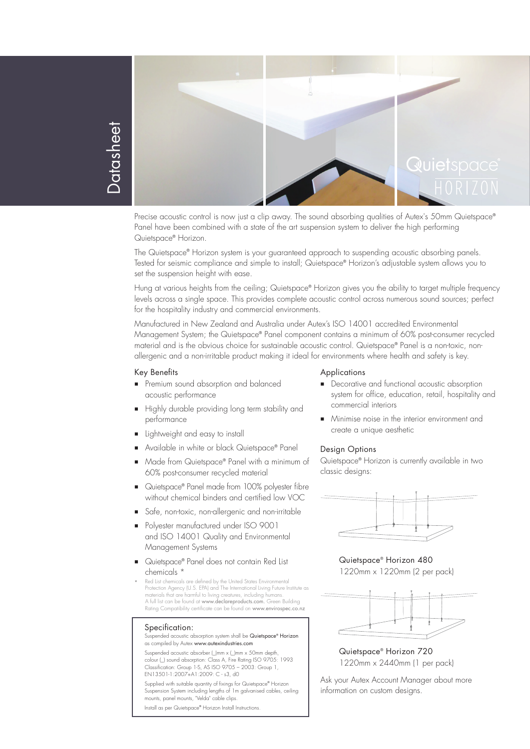Datasheet

# Quietspace® HORIZON

Precise acoustic control is now just a clip away. The sound absorbing qualities of Autex's 50mm Quietspace® Panel have been combined with a state of the art suspension system to deliver the high performing Quietspace® Horizon.

The Quietspace® Horizon system is your guaranteed approach to suspending acoustic absorbing panels. Tested for seismic compliance and simple to install; Quietspace® Horizon's adjustable system allows you to set the suspension height with ease.

Hung at various heights from the ceiling; Quietspace® Horizon gives you the ability to target multiple frequency levels across a single space. This provides complete acoustic control across numerous sound sources; perfect for the hospitality industry and commercial environments.

Manufactured in New Zealand and Australia under Autex's ISO 14001 accredited Environmental Management System; the Quietspace® Panel component contains a minimum of 60% post-consumer recycled material and is the obvious choice for sustainable acoustic control. Quietspace® Panel is a non-toxic, non-allergenic and a non-irritable product making it ideal for environments where health and safety is key.

## Key Benefits

- Premium sound absorption and balanced acoustic performance
- Highly durable providing long term stability and performance
- Lightweight and easy to install
- Available in white or black Quietspace® Panel
- Made from Quietspace® Panel with a minimum of 60% post-consumer recycled material
- Quietspace® Panel made from 100% polyester fibre without chemical binders and certified low VOC
- Safe, non-toxic, non-allergenic and non-irritable
- Polyester manufactured under ISO 9001 and ISO 14001 Quality and Environmental Management Systems
- Quietspace® Panel does not contain Red List chemicals *

\* Red List chemicals are defined by the United States Environmental Protection Agency (U.S. EPA) and The International Living Future Institute as materials that are harmful to living creatures, including humans. A full list can be found at www.declareproducts.com. Green Building Rating Compatibility certificate can be found on www.envirospec.co.nz

## Specification:

Suspended acoustic absorption system shall be **Quietspace® Horizon** as compiled by Autex **www.autexindustries.com**

Suspended acoustic absorber (_)mm x (_)mm x 50mm depth, colour (_) sound absorption: Class A, Fire Rating ISO 9705: 1993 Classification: Group 1-S, AS ISO 9705 – 2003: Group 1, EN13501-1:2007+A1:2009: C - s3, d0

Supplied with suitable quantity of fixings for Quietspace® Horizon Suspension System including lengths of 1m galvanised cables, ceiling mounts, panel mounts, "Velda" cable clips.

Install as per Quietspace® Horizon Install Instructions.

## Applications

- Decorative and functional acoustic absorption system for office, education, retail, hospitality and commercial interiors
- Minimise noise in the interior environment and create a unique aesthetic

## Design Options

Quietspace® Horizon is currently available in two classic designs:

Quietspace® Horizon 480
1220mm x 1220mm (2 per pack)

Quietspace® Horizon 720
1220mm x 2440mm (1 per pack)

Ask your Autex Account Manager about more information on custom designs.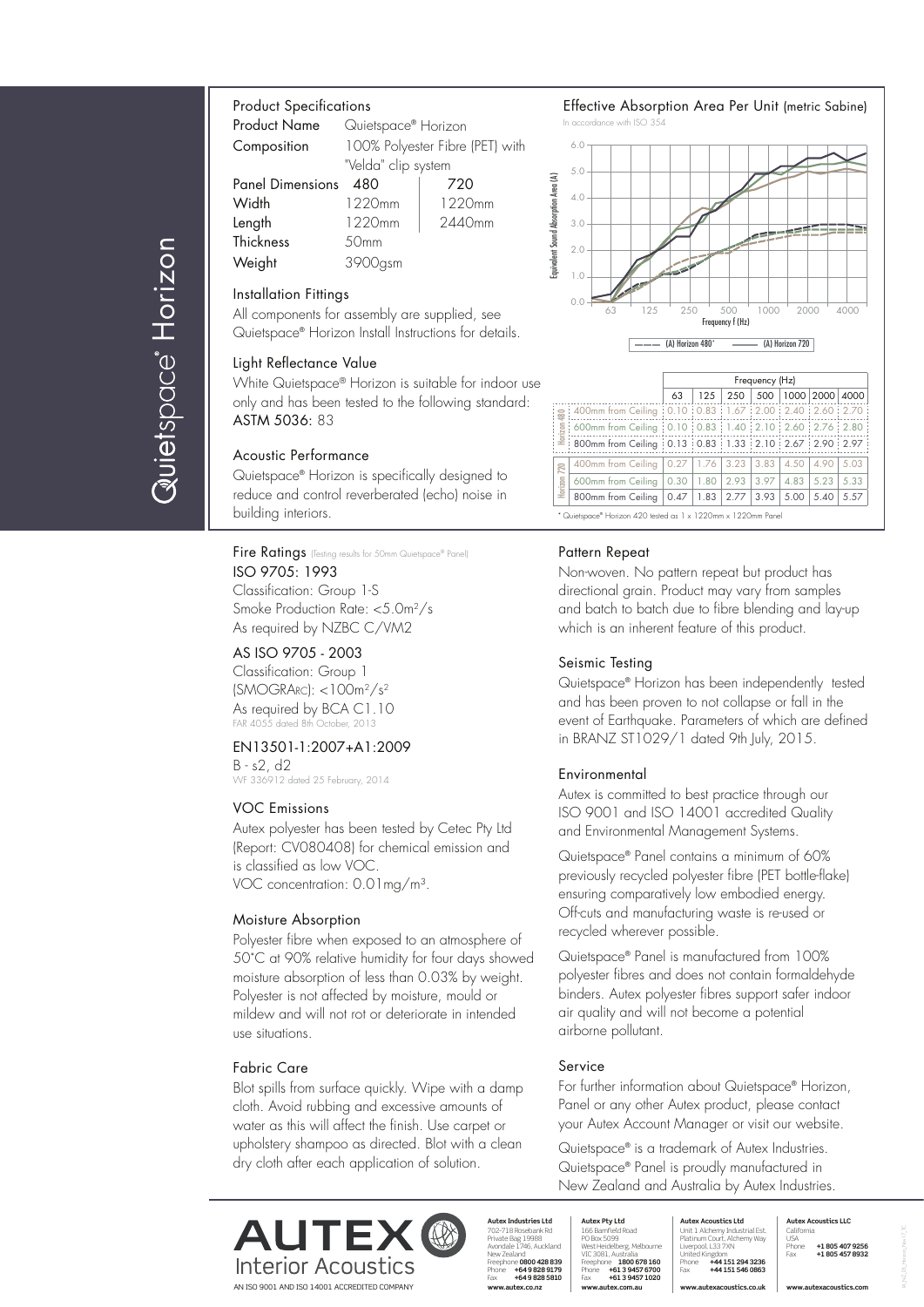Quietspace® Horizon

## Product Specifications

| | | |
|---|---|---|
| Product Name | Quietspace® Horizon | |
| Composition | 100% Polyester Fibre (PET) with "Velda" clip system | |
| Panel Dimensions | 480 | 720 |
| Width | 1220mm | 1220mm |
| Length | 1220mm | 2440mm |
| Thickness | 50mm | |
| Weight | 3900gsm | |

### Installation Fittings

All components for assembly are supplied, see Quietspace® Horizon Install Instructions for details.

### Light Reflectance Value

White Quietspace® Horizon is suitable for indoor use only and has been tested to the following standard: ASTM 5036: 83

### Acoustic Performance

Quietspace® Horizon is specifically designed to reduce and control reverberated (echo) noise in building interiors.

## Effective Absorption Area Per Unit (metric Sabine)

In accordance with ISO 354

Equivalent Sound Absorption Area (A)

6.0
5.0
4.0
3.0
2.0
1.0
0.0

63 125 250 500 1000 2000 4000

Frequency F (Hz)

(A) Horizon 480* (A) Horizon 720

| | | Frequency (Hz) | | | | | | |
|---|---|---|---|---|---|---|---|---|
| | | 63 | 125 | 250 | 500 | 1000 | 2000 | 4000 |
| Horizon 480 | 400mm from Ceiling | 0.10 | 0.83 | 1.67 | 2.00 | 2.40 | 2.60 | 2.70 |
| Horizon 480 | 600mm from Ceiling | 0.10 | 0.83 | 1.40 | 2.10 | 2.60 | 2.76 | 2.80 |
| Horizon 480 | 800mm from Ceiling | 0.13 | 0.83 | 1.33 | 2.10 | 2.67 | 2.90 | 2.97 |
| Horizon 720 | 400mm from Ceiling | 0.27 | 1.76 | 3.23 | 3.83 | 4.50 | 4.90 | 5.03 |
| Horizon 720 | 600mm from Ceiling | 0.30 | 1.80 | 2.93 | 3.97 | 4.83 | 5.23 | 5.33 |
| Horizon 720 | 800mm from Ceiling | 0.47 | 1.83 | 2.77 | 3.93 | 5.00 | 5.40 | 5.57 |

* Quietspace® Horizon 420 tested as 1 x 1220mm x 1220mm Panel

### Fire Ratings (Testing results for 50mm Quietspace® Panel)

**ISO 9705: 1993**
Classification: Group 1-S
Smoke Production Rate: <5.0m²/s
As required by NZBC C/VM2

**AS ISO 9705 - 2003**
Classification: Group 1
(SMOGRA$_{RC}$): <100m²/s²
As required by BCA C1.10
FAR 4055 dated 8th October, 2013

**EN13501-1:2007+A1:2009**
B - s2, d2
WF 336912 dated 25 February, 2014

### VOC Emissions

Autex polyester has been tested by Cetec Pty Ltd (Report: CV080408) for chemical emission and is classified as low VOC.
VOC concentration: 0.01mg/m³.

### Moisture Absorption

Polyester fibre when exposed to an atmosphere of 50°C at 90% relative humidity for four days showed moisture absorption of less than 0.03% by weight. Polyester is not affected by moisture, mould or mildew and will not rot or deteriorate in intended use situations.

### Fabric Care

Blot spills from surface quickly. Wipe with a damp cloth. Avoid rubbing and excessive amounts of water as this will affect the finish. Use carpet or upholstery shampoo as directed. Blot with a clean dry cloth after each application of solution.

### Pattern Repeat

Non-woven. No pattern repeat but product has directional grain. Product may vary from samples and batch to batch due to fibre blending and lay-up which is an inherent feature of this product.

### Seismic Testing

Quietspace® Horizon has been independently tested and has been proven to not collapse or fall in the event of Earthquake. Parameters of which are defined in BRANZ ST1029/1 dated 9th July, 2015.

### Environmental

Autex is committed to best practice through our ISO 9001 and ISO 14001 accredited Quality and Environmental Management Systems.

Quietspace® Panel contains a minimum of 60% previously recycled polyester fibre (PET bottle-flake) ensuring comparatively low embodied energy. Off-cuts and manufacturing waste is re-used or recycled wherever possible.

Quietspace® Panel is manufactured from 100% polyester fibres and does not contain formaldehyde binders. Autex polyester fibres support safer indoor air quality and will not become a potential airborne pollutant.

### Service

For further information about Quietspace® Horizon, Panel or any other Autex product, please contact your Autex Account Manager or visit our website.

Quietspace® is a trademark of Autex Industries. Quietspace® Panel is proudly manufactured in New Zealand and Australia by Autex Industries.

AUTEX Interior Acoustics
AN ISO 9001 AND ISO 14001 ACCREDITED COMPANY

**Autex Industries Ltd**
702-718 Rosebank Rd
Private Bag 19988
Avondale 1746, Auckland
New Zealand
Freephone 0800 428 839
Phone +64 9 828 9179
Fax +64 9 828 5810
www.autex.co.nz

**Autex Pty Ltd**
166 Barnfield Road
PO Box 5099
West Heidelberg, Melbourne
VIC 3081, Australia
Freephone 1800 678 160
Phone +61 3 9457 6700
Fax +61 3 9457 1020
www.autex.com.au

**Autex Acoustics Ltd**
Unit 1 Alchemy Industrial Est,
Platinum Court, Alchemy Way
Liverpool, L33 7XN
United Kingdom
Phone +44 151 294 3236
Fax +44 151 546 0863
www.autexacoustics.co.uk

**Autex Acoustics LLC**
California
USA
Phone +1 805 407 9256
Fax +1 805 457 8932
www.autexacoustics.com